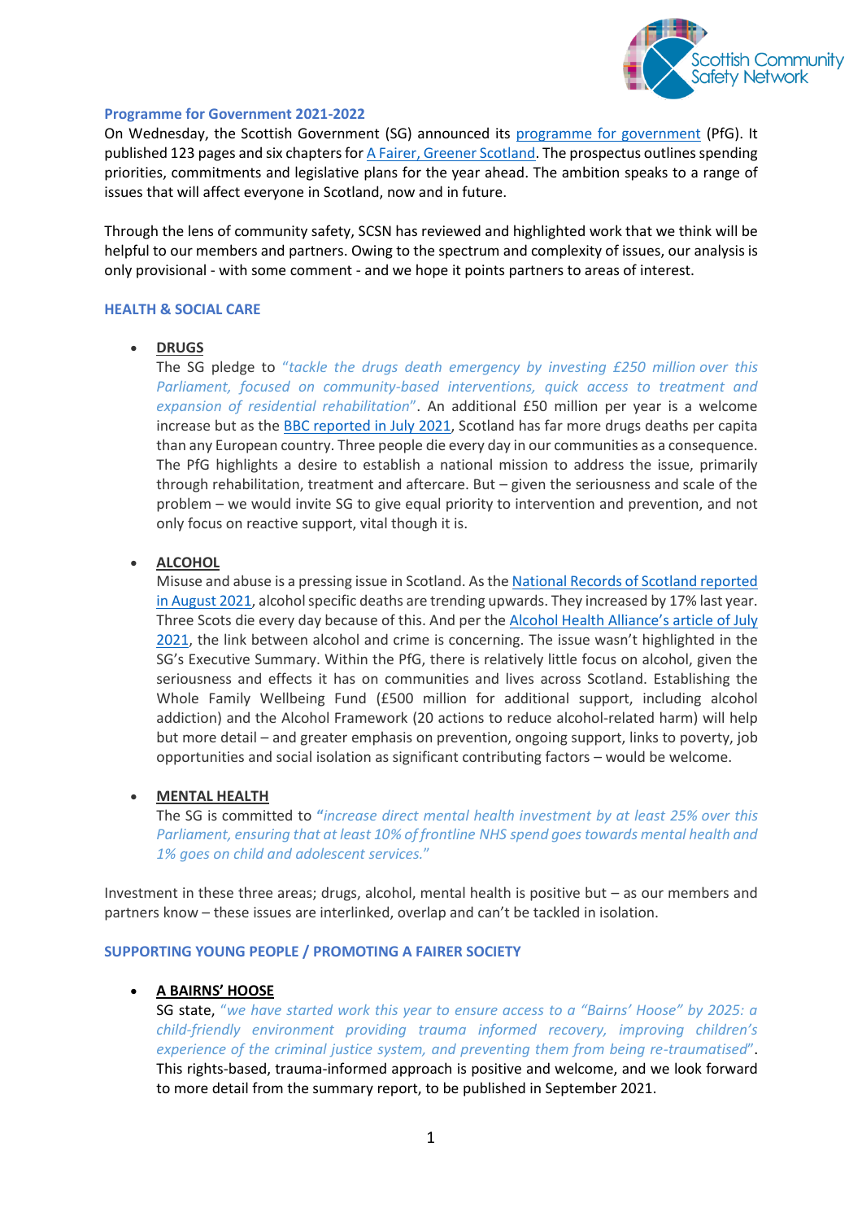## Programme for Government 2021-2022

On Wednesday, the Scottish Government (SG) announced its programme for government (PfG). It published 123 pages and six chapters for A Fairer, Greener Scotland. The prospectus outlines spending priorities, commitments and legislative plans for the year ahead. The ambition speaks to a range of issues that will affect everyone in Scotland, now and in future.

Through the lens of community safety, SCSN has reviewed and highlighted work that we think will be helpful to our members and partners. Owing to the spectrum and complexity of issues, our analysis is only provisional - with some comment - and we hope it points partners to areas of interest.

### HEALTH & SOCIAL CARE

- **DRUGS**
  The SG pledge to *"tackle the drugs death emergency by investing £250 million over this Parliament, focused on community-based interventions, quick access to treatment and expansion of residential rehabilitation"*. An additional £50 million per year is a welcome increase but as the BBC reported in July 2021, Scotland has far more drugs deaths per capita than any European country. Three people die every day in our communities as a consequence. The PfG highlights a desire to establish a national mission to address the issue, primarily through rehabilitation, treatment and aftercare. But – given the seriousness and scale of the problem – we would invite SG to give equal priority to intervention and prevention, and not only focus on reactive support, vital though it is.

- **ALCOHOL**
  Misuse and abuse is a pressing issue in Scotland. As the National Records of Scotland reported in August 2021, alcohol specific deaths are trending upwards. They increased by 17% last year. Three Scots die every day because of this. And per the Alcohol Health Alliance's article of July 2021, the link between alcohol and crime is concerning. The issue wasn't highlighted in the SG's Executive Summary. Within the PfG, there is relatively little focus on alcohol, given the seriousness and effects it has on communities and lives across Scotland. Establishing the Whole Family Wellbeing Fund (£500 million for additional support, including alcohol addiction) and the Alcohol Framework (20 actions to reduce alcohol-related harm) will help but more detail – and greater emphasis on prevention, ongoing support, links to poverty, job opportunities and social isolation as significant contributing factors – would be welcome.

- **MENTAL HEALTH**
  The SG is committed to *"increase direct mental health investment by at least 25% over this Parliament, ensuring that at least 10% of frontline NHS spend goes towards mental health and 1% goes on child and adolescent services."*

Investment in these three areas; drugs, alcohol, mental health is positive but – as our members and partners know – these issues are interlinked, overlap and can't be tackled in isolation.

### SUPPORTING YOUNG PEOPLE / PROMOTING A FAIRER SOCIETY

- **A BAIRNS' HOOSE**
  SG state, *"we have started work this year to ensure access to a "Bairns' Hoose" by 2025: a child-friendly environment providing trauma informed recovery, improving children's experience of the criminal justice system, and preventing them from being re-traumatised"*. This rights-based, trauma-informed approach is positive and welcome, and we look forward to more detail from the summary report, to be published in September 2021.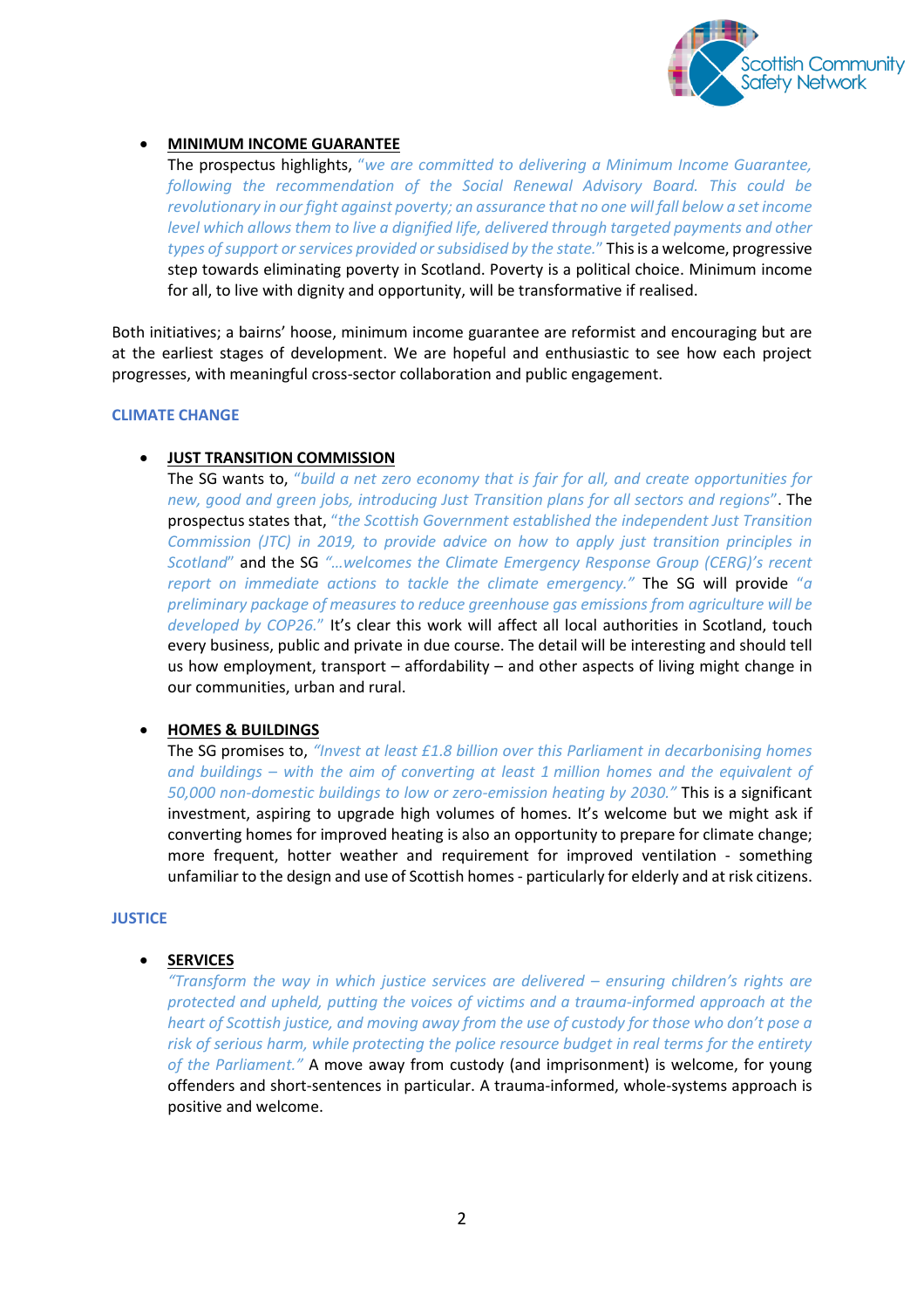- **MINIMUM INCOME GUARANTEE**

  The prospectus highlights, *"we are committed to delivering a Minimum Income Guarantee, following the recommendation of the Social Renewal Advisory Board. This could be revolutionary in our fight against poverty; an assurance that no one will fall below a set income level which allows them to live a dignified life, delivered through targeted payments and other types of support or services provided or subsidised by the state."* This is a welcome, progressive step towards eliminating poverty in Scotland. Poverty is a political choice. Minimum income for all, to live with dignity and opportunity, will be transformative if realised.

Both initiatives; a bairns' hoose, minimum income guarantee are reformist and encouraging but are at the earliest stages of development. We are hopeful and enthusiastic to see how each project progresses, with meaningful cross-sector collaboration and public engagement.

## CLIMATE CHANGE

- **JUST TRANSITION COMMISSION**

  The SG wants to, *"build a net zero economy that is fair for all, and create opportunities for new, good and green jobs, introducing Just Transition plans for all sectors and regions"*. The prospectus states that, *"the Scottish Government established the independent Just Transition Commission (JTC) in 2019, to provide advice on how to apply just transition principles in Scotland"* and the SG *"…welcomes the Climate Emergency Response Group (CERG)'s recent report on immediate actions to tackle the climate emergency."* The SG will provide *"a preliminary package of measures to reduce greenhouse gas emissions from agriculture will be developed by COP26."* It's clear this work will affect all local authorities in Scotland, touch every business, public and private in due course. The detail will be interesting and should tell us how employment, transport – affordability – and other aspects of living might change in our communities, urban and rural.

- **HOMES & BUILDINGS**

  The SG promises to, *"Invest at least £1.8 billion over this Parliament in decarbonising homes and buildings – with the aim of converting at least 1 million homes and the equivalent of 50,000 non-domestic buildings to low or zero-emission heating by 2030."* This is a significant investment, aspiring to upgrade high volumes of homes. It's welcome but we might ask if converting homes for improved heating is also an opportunity to prepare for climate change; more frequent, hotter weather and requirement for improved ventilation - something unfamiliar to the design and use of Scottish homes - particularly for elderly and at risk citizens.

## JUSTICE

- **SERVICES**

  *"Transform the way in which justice services are delivered – ensuring children's rights are protected and upheld, putting the voices of victims and a trauma-informed approach at the heart of Scottish justice, and moving away from the use of custody for those who don't pose a risk of serious harm, while protecting the police resource budget in real terms for the entirety of the Parliament."* A move away from custody (and imprisonment) is welcome, for young offenders and short-sentences in particular. A trauma-informed, whole-systems approach is positive and welcome.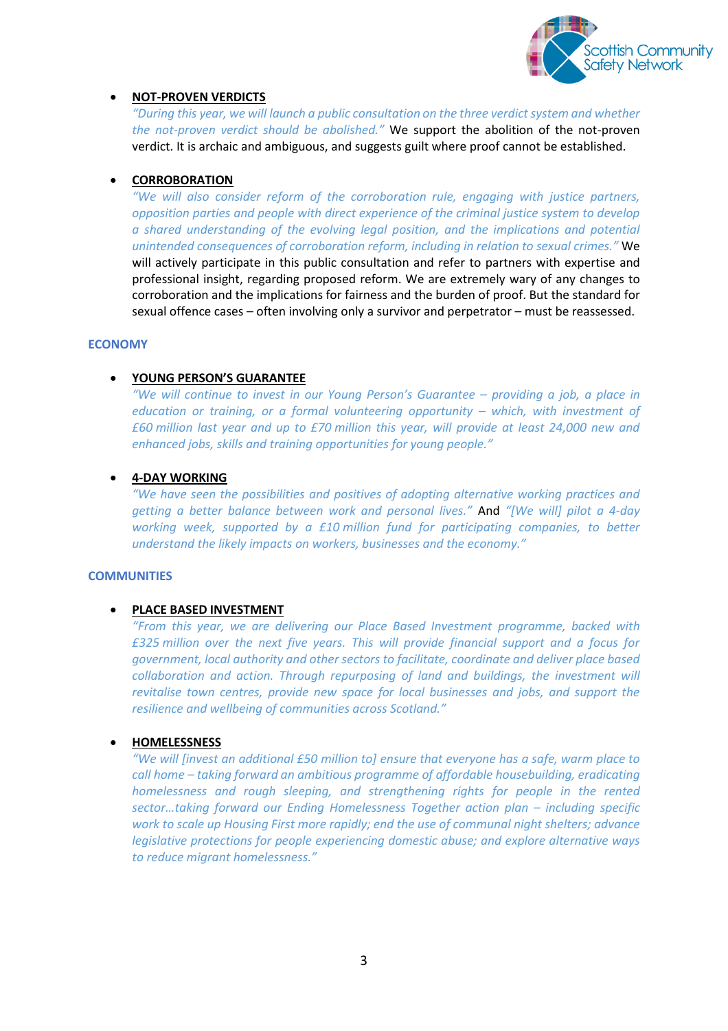- **NOT-PROVEN VERDICTS**
  *"During this year, we will launch a public consultation on the three verdict system and whether the not-proven verdict should be abolished."* We support the abolition of the not-proven verdict. It is archaic and ambiguous, and suggests guilt where proof cannot be established.

- **CORROBORATION**
  *"We will also consider reform of the corroboration rule, engaging with justice partners, opposition parties and people with direct experience of the criminal justice system to develop a shared understanding of the evolving legal position, and the implications and potential unintended consequences of corroboration reform, including in relation to sexual crimes."* We will actively participate in this public consultation and refer to partners with expertise and professional insight, regarding proposed reform. We are extremely wary of any changes to corroboration and the implications for fairness and the burden of proof. But the standard for sexual offence cases – often involving only a survivor and perpetrator – must be reassessed.

## ECONOMY

- **YOUNG PERSON'S GUARANTEE**
  *"We will continue to invest in our Young Person's Guarantee – providing a job, a place in education or training, or a formal volunteering opportunity – which, with investment of £60 million last year and up to £70 million this year, will provide at least 24,000 new and enhanced jobs, skills and training opportunities for young people."*

- **4-DAY WORKING**
  *"We have seen the possibilities and positives of adopting alternative working practices and getting a better balance between work and personal lives."* And *"[We will] pilot a 4-day working week, supported by a £10 million fund for participating companies, to better understand the likely impacts on workers, businesses and the economy."*

## COMMUNITIES

- **PLACE BASED INVESTMENT**
  *"From this year, we are delivering our Place Based Investment programme, backed with £325 million over the next five years. This will provide financial support and a focus for government, local authority and other sectors to facilitate, coordinate and deliver place based collaboration and action. Through repurposing of land and buildings, the investment will revitalise town centres, provide new space for local businesses and jobs, and support the resilience and wellbeing of communities across Scotland."*

- **HOMELESSNESS**
  *"We will [invest an additional £50 million to] ensure that everyone has a safe, warm place to call home – taking forward an ambitious programme of affordable housebuilding, eradicating homelessness and rough sleeping, and strengthening rights for people in the rented sector…taking forward our Ending Homelessness Together action plan – including specific work to scale up Housing First more rapidly; end the use of communal night shelters; advance legislative protections for people experiencing domestic abuse; and explore alternative ways to reduce migrant homelessness."*